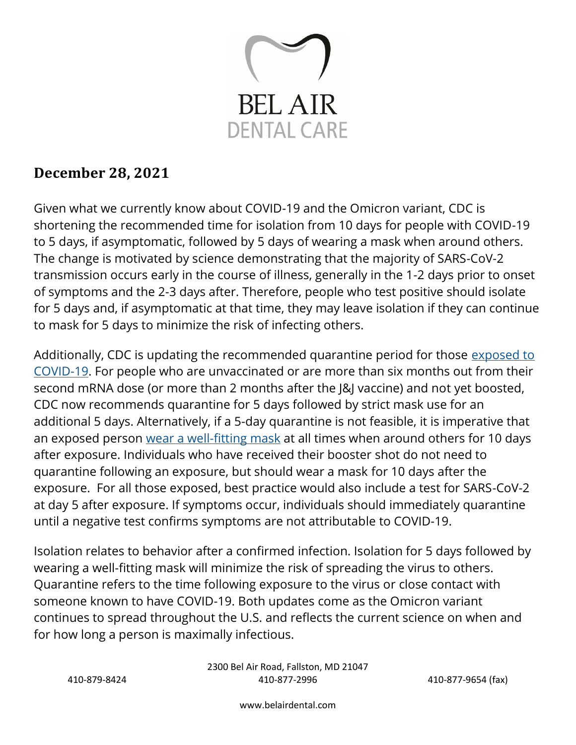# BEL AIR
DENTAL CARE

## December 28, 2021

Given what we currently know about COVID-19 and the Omicron variant, CDC is shortening the recommended time for isolation from 10 days for people with COVID-19 to 5 days, if asymptomatic, followed by 5 days of wearing a mask when around others. The change is motivated by science demonstrating that the majority of SARS-CoV-2 transmission occurs early in the course of illness, generally in the 1-2 days prior to onset of symptoms and the 2-3 days after. Therefore, people who test positive should isolate for 5 days and, if asymptomatic at that time, they may leave isolation if they can continue to mask for 5 days to minimize the risk of infecting others.

Additionally, CDC is updating the recommended quarantine period for those exposed to COVID-19. For people who are unvaccinated or are more than six months out from their second mRNA dose (or more than 2 months after the J&J vaccine) and not yet boosted, CDC now recommends quarantine for 5 days followed by strict mask use for an additional 5 days. Alternatively, if a 5-day quarantine is not feasible, it is imperative that an exposed person wear a well-fitting mask at all times when around others for 10 days after exposure. Individuals who have received their booster shot do not need to quarantine following an exposure, but should wear a mask for 10 days after the exposure. For all those exposed, best practice would also include a test for SARS-CoV-2 at day 5 after exposure. If symptoms occur, individuals should immediately quarantine until a negative test confirms symptoms are not attributable to COVID-19.

Isolation relates to behavior after a confirmed infection. Isolation for 5 days followed by wearing a well-fitting mask will minimize the risk of spreading the virus to others. Quarantine refers to the time following exposure to the virus or close contact with someone known to have COVID-19. Both updates come as the Omicron variant continues to spread throughout the U.S. and reflects the current science on when and for how long a person is maximally infectious.

2300 Bel Air Road, Fallston, MD 21047

410-879-8424 410-877-2996 410-877-9654 (fax)

www.belairdental.com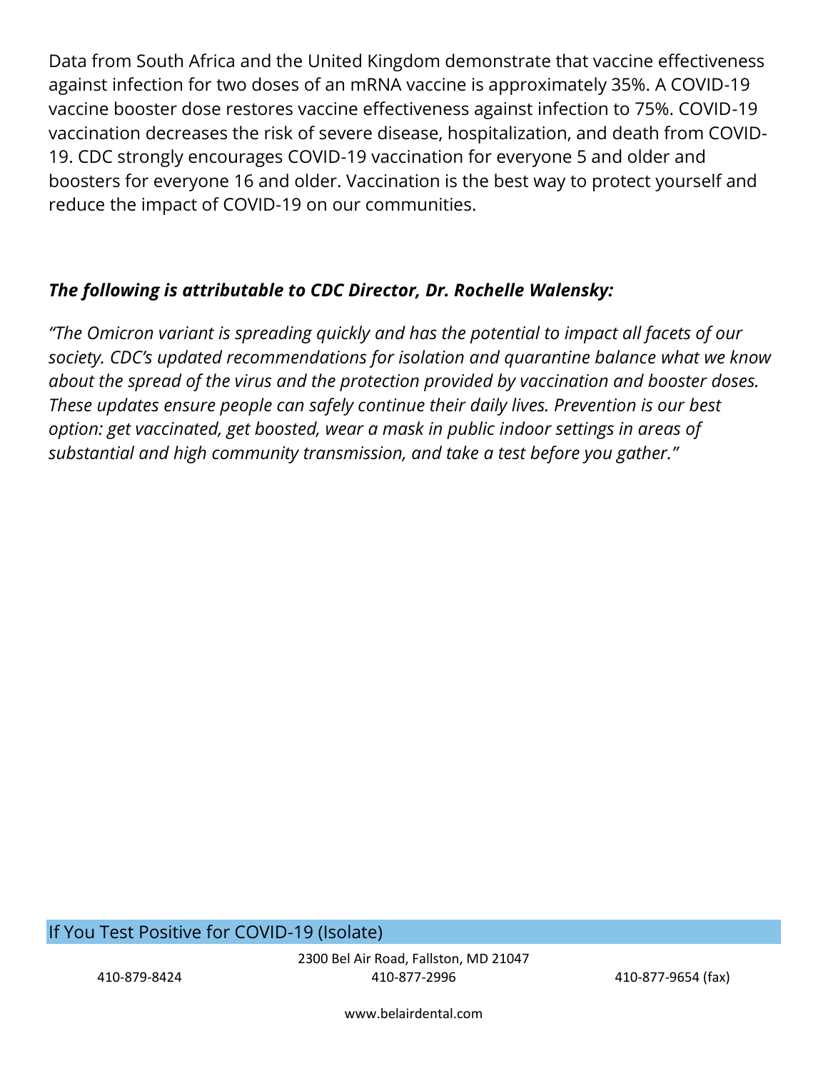Data from South Africa and the United Kingdom demonstrate that vaccine effectiveness against infection for two doses of an mRNA vaccine is approximately 35%. A COVID-19 vaccine booster dose restores vaccine effectiveness against infection to 75%. COVID-19 vaccination decreases the risk of severe disease, hospitalization, and death from COVID-19. CDC strongly encourages COVID-19 vaccination for everyone 5 and older and boosters for everyone 16 and older. Vaccination is the best way to protect yourself and reduce the impact of COVID-19 on our communities.

***The following is attributable to CDC Director, Dr. Rochelle Walensky:***

*"The Omicron variant is spreading quickly and has the potential to impact all facets of our society. CDC's updated recommendations for isolation and quarantine balance what we know about the spread of the virus and the protection provided by vaccination and booster doses. These updates ensure people can safely continue their daily lives. Prevention is our best option: get vaccinated, get boosted, wear a mask in public indoor settings in areas of substantial and high community transmission, and take a test before you gather."*

## If You Test Positive for COVID-19 (Isolate)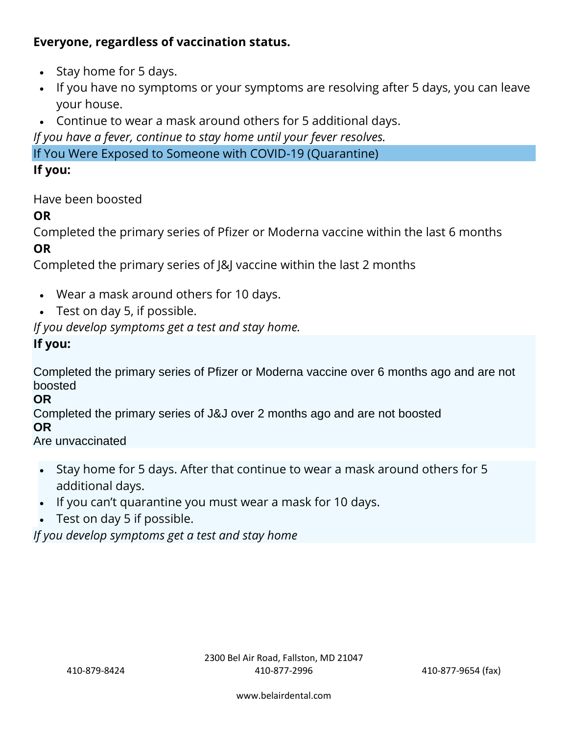**Everyone, regardless of vaccination status.**

- Stay home for 5 days.
- If you have no symptoms or your symptoms are resolving after 5 days, you can leave your house.
- Continue to wear a mask around others for 5 additional days.

*If you have a fever, continue to stay home until your fever resolves.*

## If You Were Exposed to Someone with COVID-19 (Quarantine)

**If you:**

Have been boosted

**OR**

Completed the primary series of Pfizer or Moderna vaccine within the last 6 months

**OR**

Completed the primary series of J&J vaccine within the last 2 months

- Wear a mask around others for 10 days.
- Test on day 5, if possible.

*If you develop symptoms get a test and stay home.*

**If you:**

Completed the primary series of Pfizer or Moderna vaccine over 6 months ago and are not boosted

**OR**

Completed the primary series of J&J over 2 months ago and are not boosted

**OR**

Are unvaccinated

- Stay home for 5 days. After that continue to wear a mask around others for 5 additional days.
- If you can't quarantine you must wear a mask for 10 days.
- Test on day 5 if possible.

*If you develop symptoms get a test and stay home*

2300 Bel Air Road, Fallston, MD 21047

410-879-8424 410-877-2996 410-877-9654 (fax)

www.belairdental.com